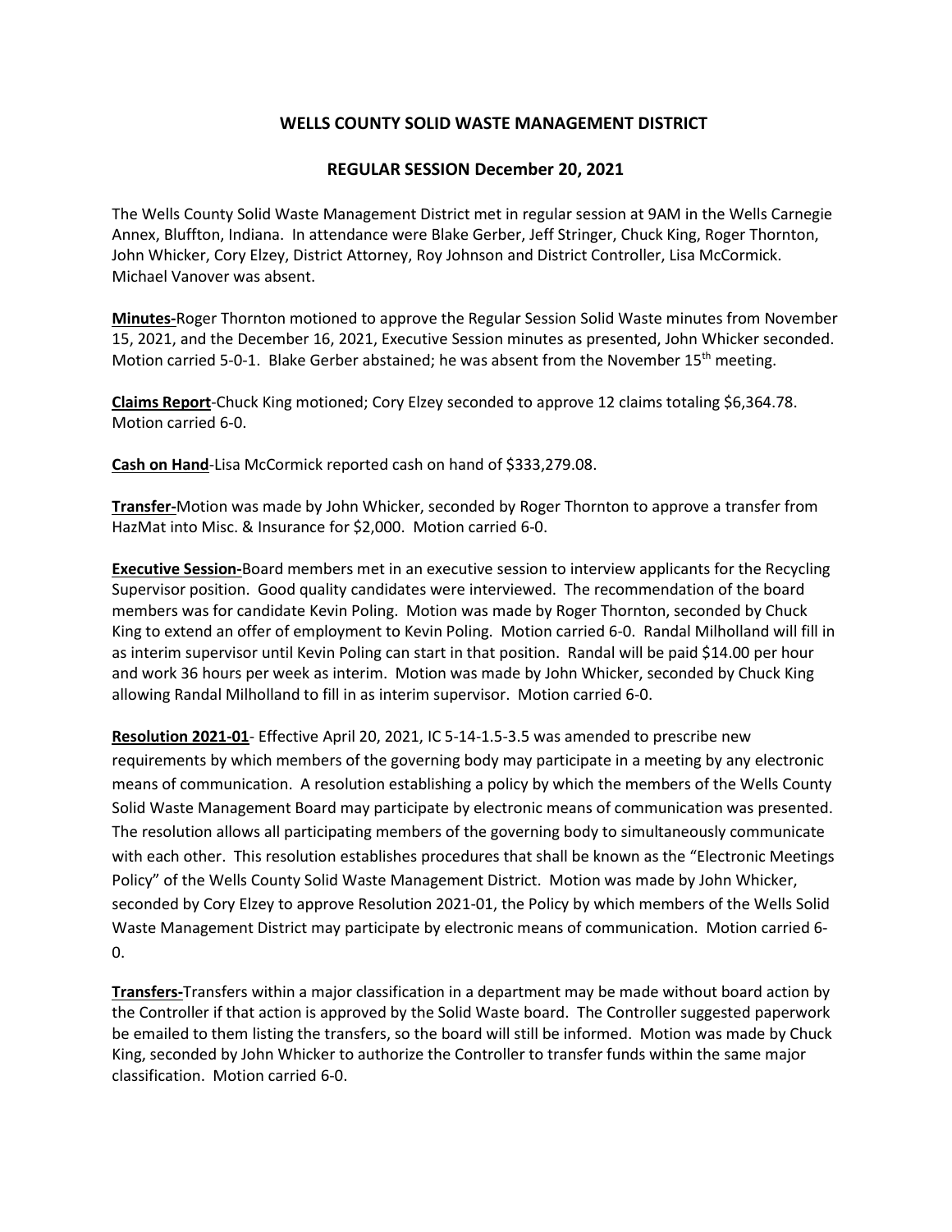# WELLS COUNTY SOLID WASTE MANAGEMENT DISTRICT

## REGULAR SESSION December 20, 2021

The Wells County Solid Waste Management District met in regular session at 9AM in the Wells Carnegie Annex, Bluffton, Indiana. In attendance were Blake Gerber, Jeff Stringer, Chuck King, Roger Thornton, John Whicker, Cory Elzey, District Attorney, Roy Johnson and District Controller, Lisa McCormick. Michael Vanover was absent.

**Minutes-**Roger Thornton motioned to approve the Regular Session Solid Waste minutes from November 15, 2021, and the December 16, 2021, Executive Session minutes as presented, John Whicker seconded. Motion carried 5-0-1. Blake Gerber abstained; he was absent from the November 15th meeting.

**Claims Report**-Chuck King motioned; Cory Elzey seconded to approve 12 claims totaling $6,364.78. Motion carried 6-0.

**Cash on Hand**-Lisa McCormick reported cash on hand of $333,279.08.

**Transfer-**Motion was made by John Whicker, seconded by Roger Thornton to approve a transfer from HazMat into Misc. & Insurance for $2,000. Motion carried 6-0.

**Executive Session-**Board members met in an executive session to interview applicants for the Recycling Supervisor position. Good quality candidates were interviewed. The recommendation of the board members was for candidate Kevin Poling. Motion was made by Roger Thornton, seconded by Chuck King to extend an offer of employment to Kevin Poling. Motion carried 6-0. Randal Milholland will fill in as interim supervisor until Kevin Poling can start in that position. Randal will be paid $14.00 per hour and work 36 hours per week as interim. Motion was made by John Whicker, seconded by Chuck King allowing Randal Milholland to fill in as interim supervisor. Motion carried 6-0.

**Resolution 2021-01**- Effective April 20, 2021, IC 5-14-1.5-3.5 was amended to prescribe new requirements by which members of the governing body may participate in a meeting by any electronic means of communication. A resolution establishing a policy by which the members of the Wells County Solid Waste Management Board may participate by electronic means of communication was presented. The resolution allows all participating members of the governing body to simultaneously communicate with each other. This resolution establishes procedures that shall be known as the "Electronic Meetings Policy" of the Wells County Solid Waste Management District. Motion was made by John Whicker, seconded by Cory Elzey to approve Resolution 2021-01, the Policy by which members of the Wells Solid Waste Management District may participate by electronic means of communication. Motion carried 6-0.

**Transfers-**Transfers within a major classification in a department may be made without board action by the Controller if that action is approved by the Solid Waste board. The Controller suggested paperwork be emailed to them listing the transfers, so the board will still be informed. Motion was made by Chuck King, seconded by John Whicker to authorize the Controller to transfer funds within the same major classification. Motion carried 6-0.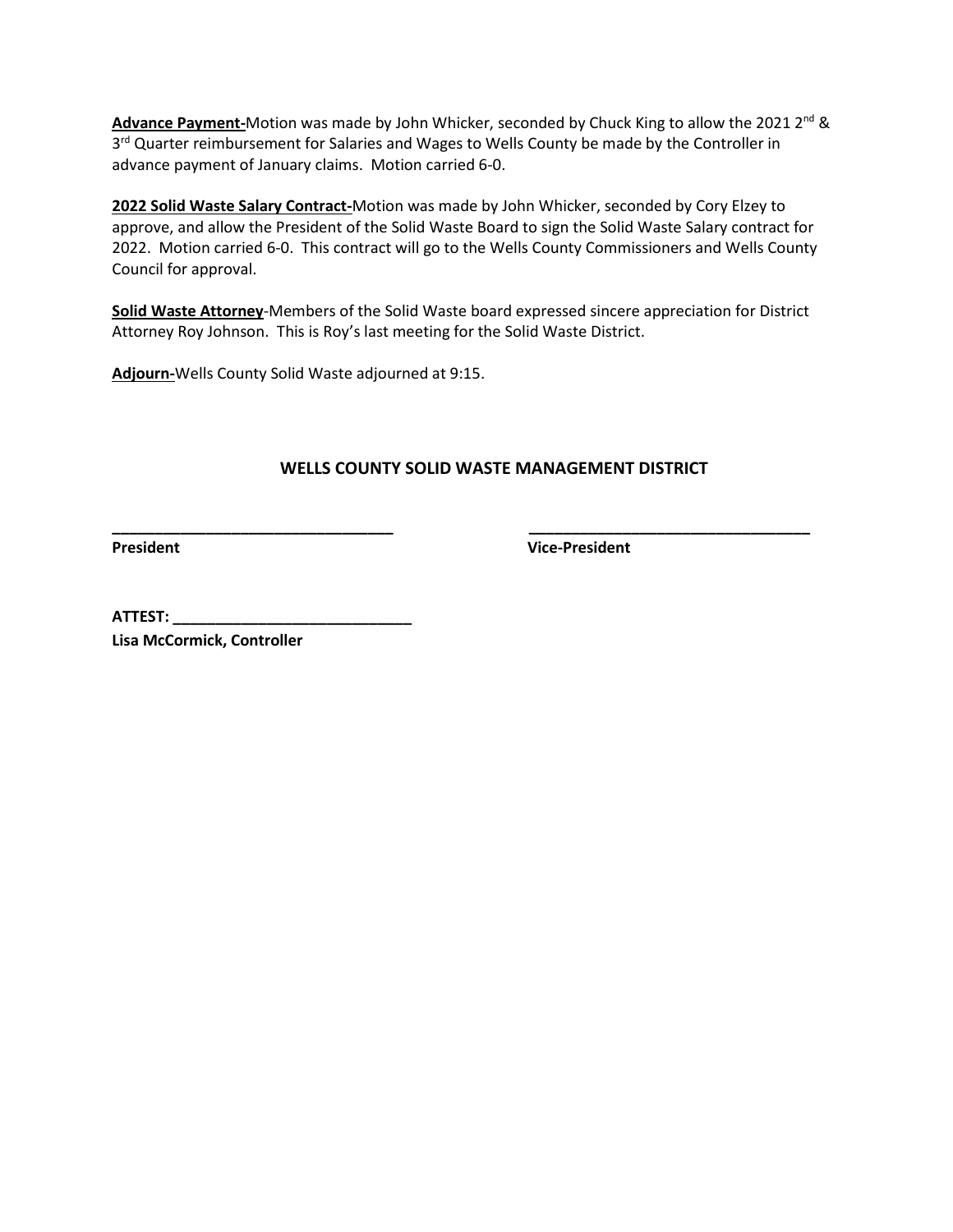**Advance Payment-**Motion was made by John Whicker, seconded by Chuck King to allow the 2021 2nd & 3rd Quarter reimbursement for Salaries and Wages to Wells County be made by the Controller in advance payment of January claims. Motion carried 6-0.

**2022 Solid Waste Salary Contract-**Motion was made by John Whicker, seconded by Cory Elzey to approve, and allow the President of the Solid Waste Board to sign the Solid Waste Salary contract for 2022. Motion carried 6-0. This contract will go to the Wells County Commissioners and Wells County Council for approval.

**Solid Waste Attorney**-Members of the Solid Waste board expressed sincere appreciation for District Attorney Roy Johnson. This is Roy's last meeting for the Solid Waste District.

**Adjourn-**Wells County Solid Waste adjourned at 9:15.

**WELLS COUNTY SOLID WASTE MANAGEMENT DISTRICT**

_________________________________ _________________________________
**President** **Vice-President**

**ATTEST: ____________________________**
**Lisa McCormick, Controller**